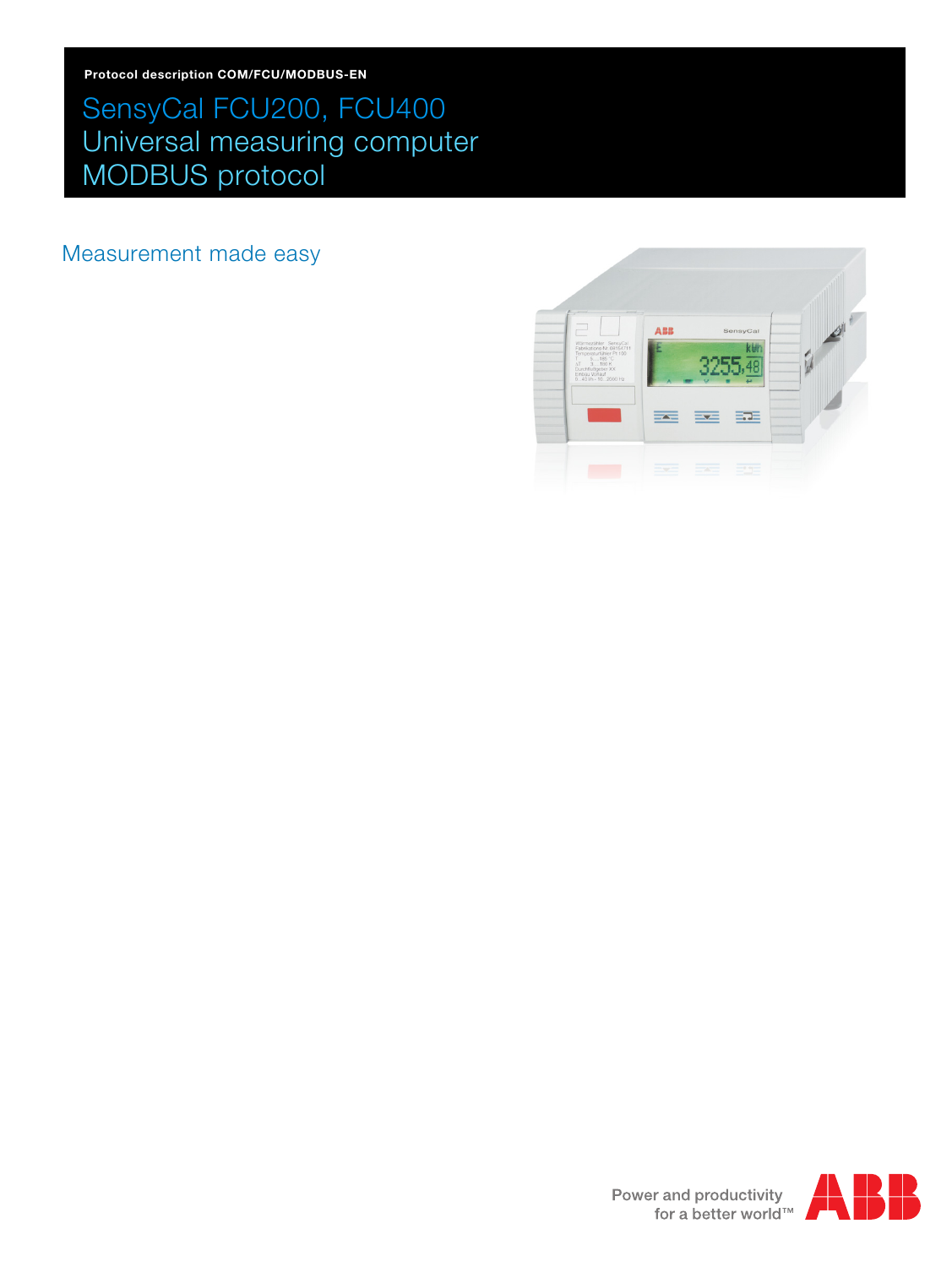Protocol description COM/FCU/MODBUS-EN

# SensyCal FCU200, FCU400
# Universal measuring computer
# MODBUS protocol

## Measurement made easy

Power and productivity
for a better world™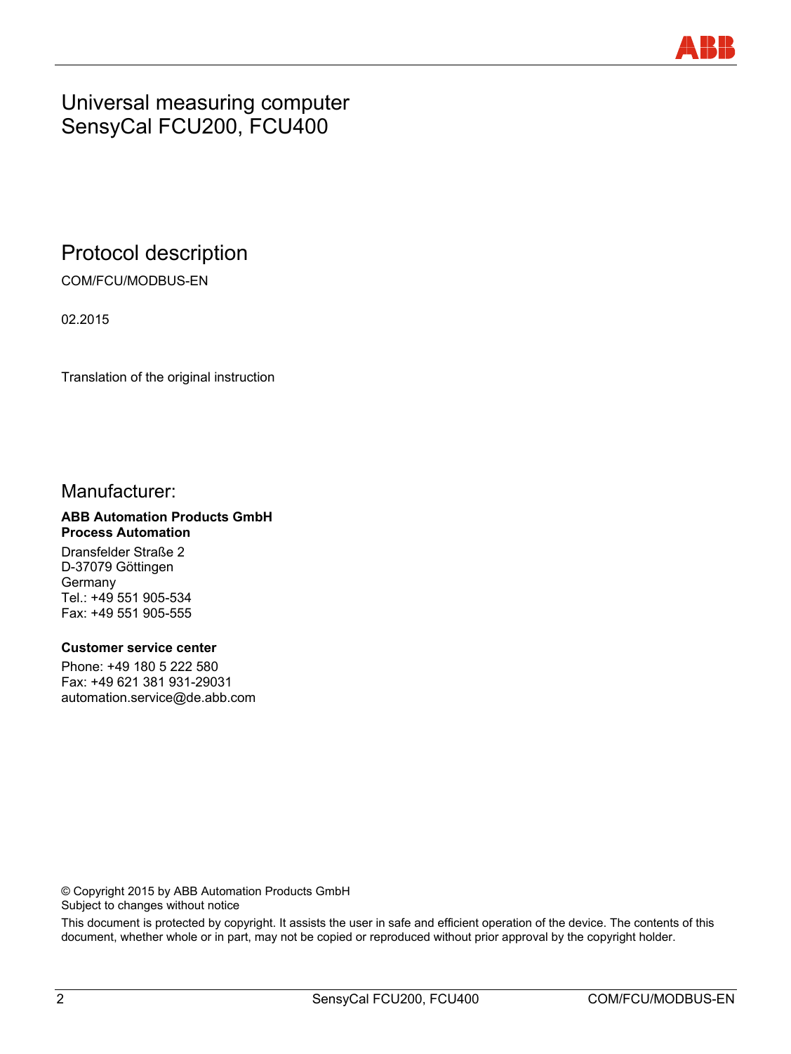# Universal measuring computer
# SensyCal FCU200, FCU400

## Protocol description

COM/FCU/MODBUS-EN

02.2015

Translation of the original instruction

## Manufacturer:

**ABB Automation Products GmbH**
**Process Automation**

Dransfelder Straße 2
D-37079 Göttingen
Germany
Tel.: +49 551 905-534
Fax: +49 551 905-555

**Customer service center**

Phone: +49 180 5 222 580
Fax: +49 621 381 931-29031
automation.service@de.abb.com

© Copyright 2015 by ABB Automation Products GmbH
Subject to changes without notice

This document is protected by copyright. It assists the user in safe and efficient operation of the device. The contents of this document, whether whole or in part, may not be copied or reproduced without prior approval by the copyright holder.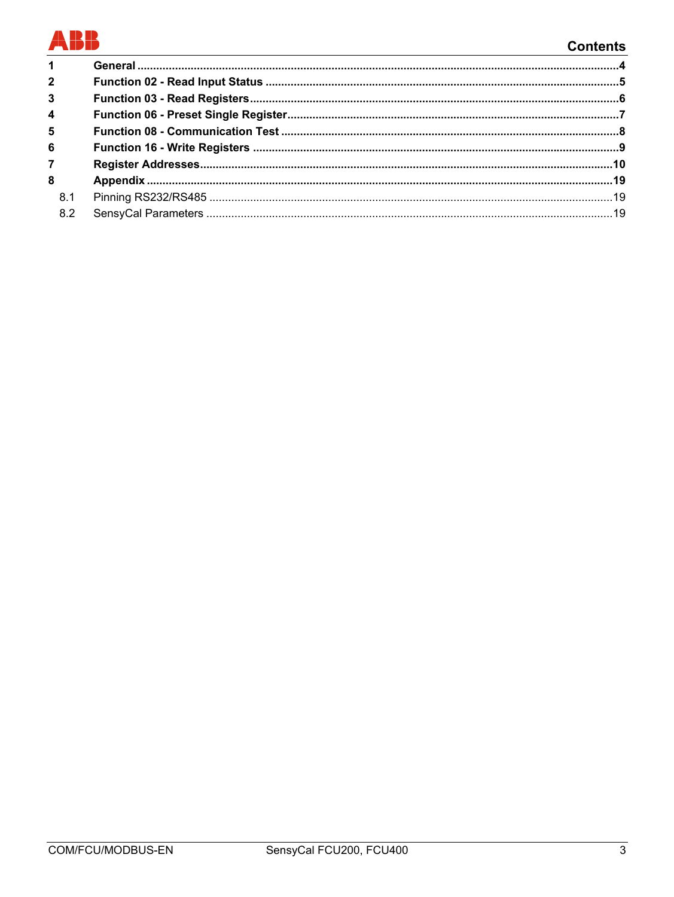# Contents

| | | |
|---|---|---|
| **1** | **General** | **4** |
| **2** | **Function 02 - Read Input Status** | **5** |
| **3** | **Function 03 - Read Registers** | **6** |
| **4** | **Function 06 - Preset Single Register** | **7** |
| **5** | **Function 08 - Communication Test** | **8** |
| **6** | **Function 16 - Write Registers** | **9** |
| **7** | **Register Addresses** | **10** |
| **8** | **Appendix** | **19** |
| 8.1 | Pinning RS232/RS485 | 19 |
| 8.2 | SensyCal Parameters | 19 |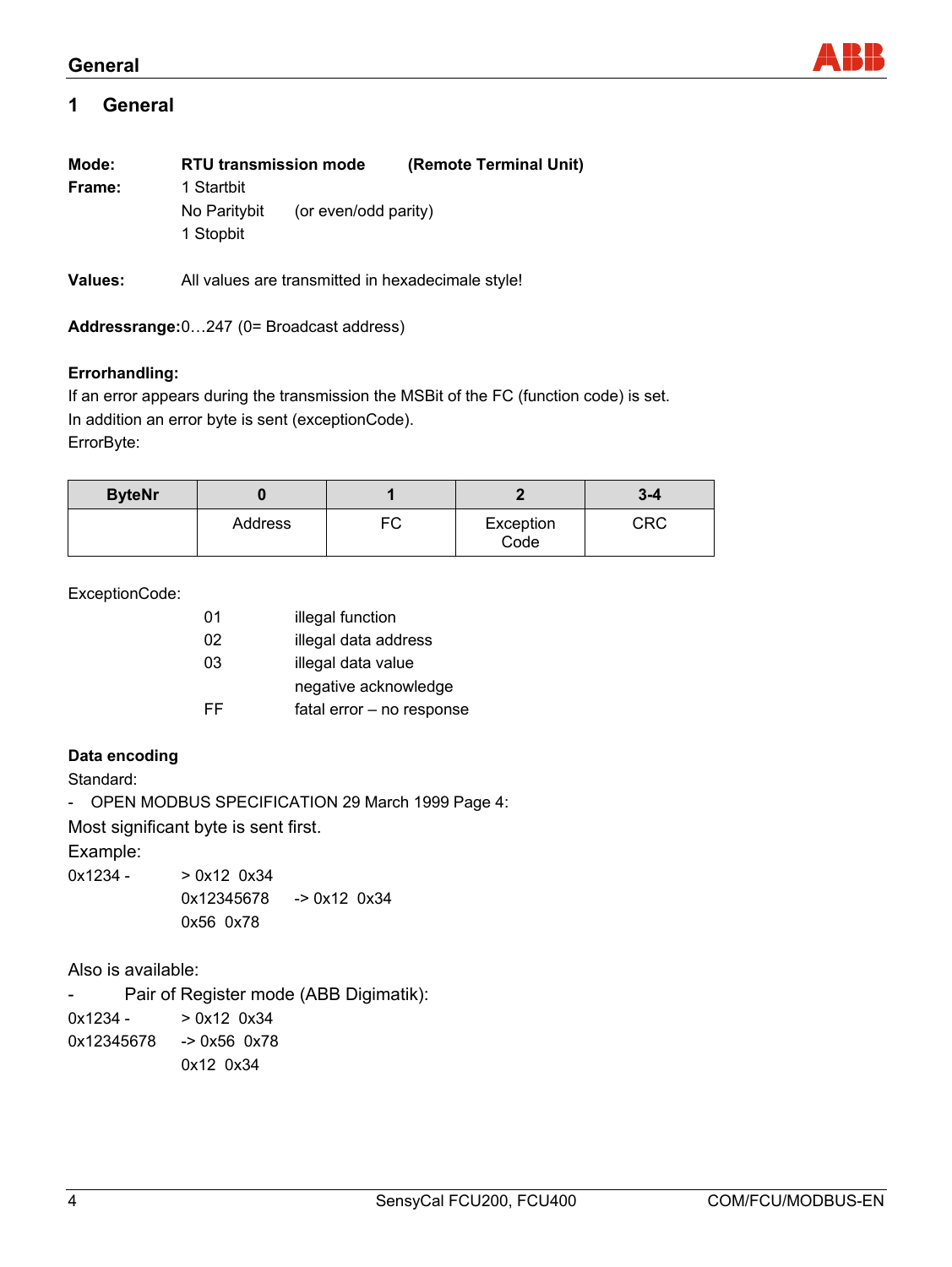# 1 General

**Mode:** **RTU transmission mode** **(Remote Terminal Unit)**

**Frame:** 1 Startbit
No Paritybit (or even/odd parity)
1 Stopbit

**Values:** All values are transmitted in hexadecimale style!

**Addressrange:**0…247 (0= Broadcast address)

**Errorhandling:**

If an error appears during the transmission the MSBit of the FC (function code) is set.
In addition an error byte is sent (exceptionCode).
ErrorByte:

| ByteNr | 0 | 1 | 2 | 3-4 |
|---|---|---|---|---|
| | Address | FC | Exception Code | CRC |

ExceptionCode:

| | |
|---|---|
| 01 | illegal function |
| 02 | illegal data address |
| 03 | illegal data value |
| | negative acknowledge |
| FF | fatal error – no response |

**Data encoding**

Standard:

- OPEN MODBUS SPECIFICATION 29 March 1999 Page 4:

Most significant byte is sent first.

Example:

0x1234 - > 0x12 0x34
0x12345678 -> 0x12 0x34
0x56 0x78

Also is available:

- Pair of Register mode (ABB Digimatik):

0x1234 - > 0x12 0x34
0x12345678 -> 0x56 0x78
0x12 0x34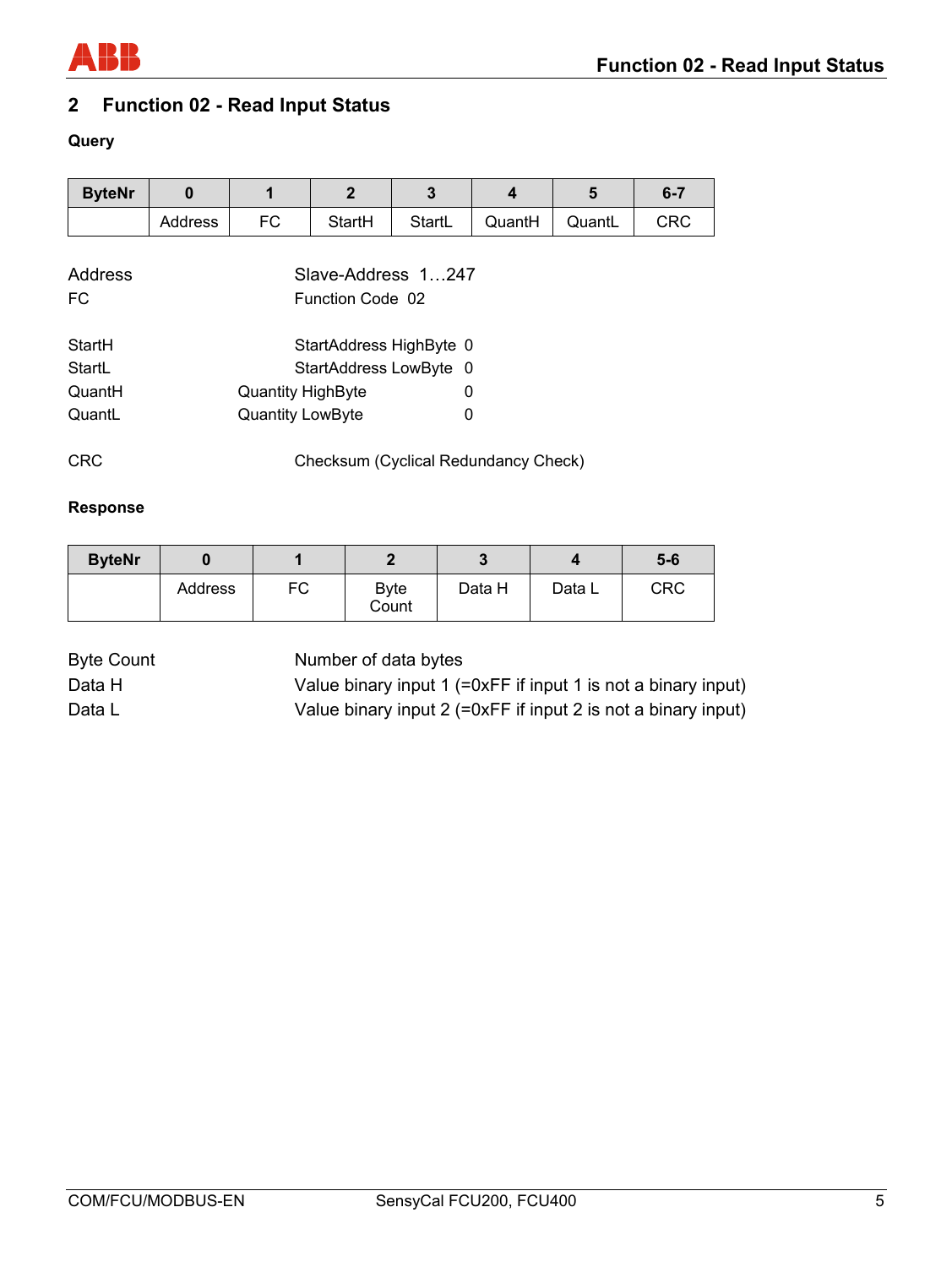## 2 Function 02 - Read Input Status

**Query**

| ByteNr | 0 | 1 | 2 | 3 | 4 | 5 | 6-7 |
|---|---|---|---|---|---|---|---|
| | Address | FC | StartH | StartL | QuantH | QuantL | CRC |

| | | |
|---|---|---|
| Address | Slave-Address 1…247 | |
| FC | Function Code 02 | |
| StartH | StartAddress HighByte | 0 |
| StartL | StartAddress LowByte | 0 |
| QuantH | Quantity HighByte | 0 |
| QuantL | Quantity LowByte | 0 |
| CRC | Checksum (Cyclical Redundancy Check) | |

**Response**

| ByteNr | 0 | 1 | 2 | 3 | 4 | 5-6 |
|---|---|---|---|---|---|---|
| | Address | FC | Byte Count | Data H | Data L | CRC |

| | |
|---|---|
| Byte Count | Number of data bytes |
| Data H | Value binary input 1 (=0xFF if input 1 is not a binary input) |
| Data L | Value binary input 2 (=0xFF if input 2 is not a binary input) |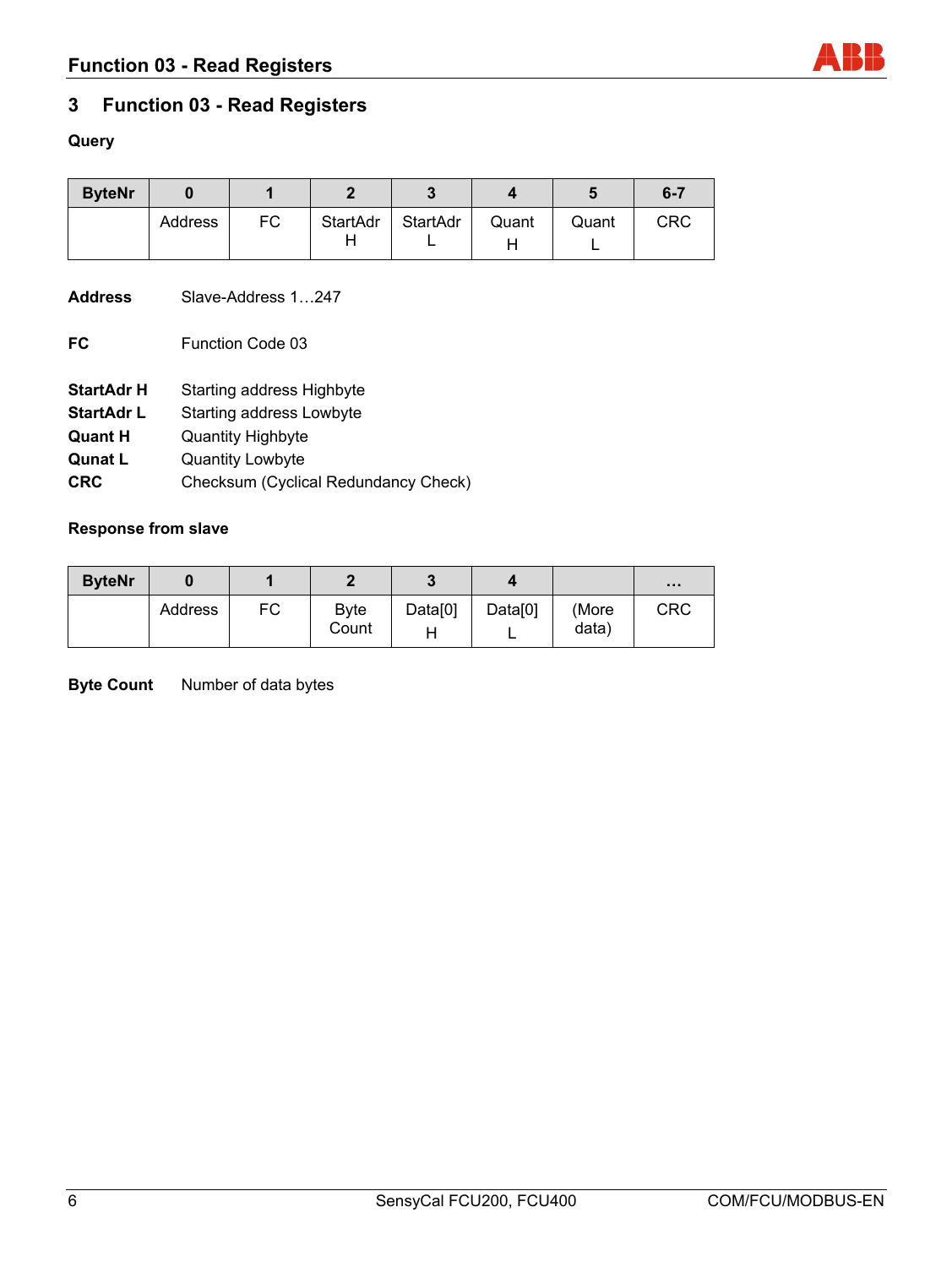# 3 Function 03 - Read Registers

**Query**

| ByteNr | 0 | 1 | 2 | 3 | 4 | 5 | 6-7 |
|---|---|---|---|---|---|---|---|
| | Address | FC | StartAdr H | StartAdr L | Quant H | Quant L | CRC |

**Address** Slave-Address 1…247

**FC** Function Code 03

**StartAdr H** Starting address Highbyte
**StartAdr L** Starting address Lowbyte
**Quant H** Quantity Highbyte
**Qunat L** Quantity Lowbyte
**CRC** Checksum (Cyclical Redundancy Check)

**Response from slave**

| ByteNr | 0 | 1 | 2 | 3 | 4 | | … |
|---|---|---|---|---|---|---|---|
| | Address | FC | Byte Count | Data[0] H | Data[0] L | (More data) | CRC |

**Byte Count** Number of data bytes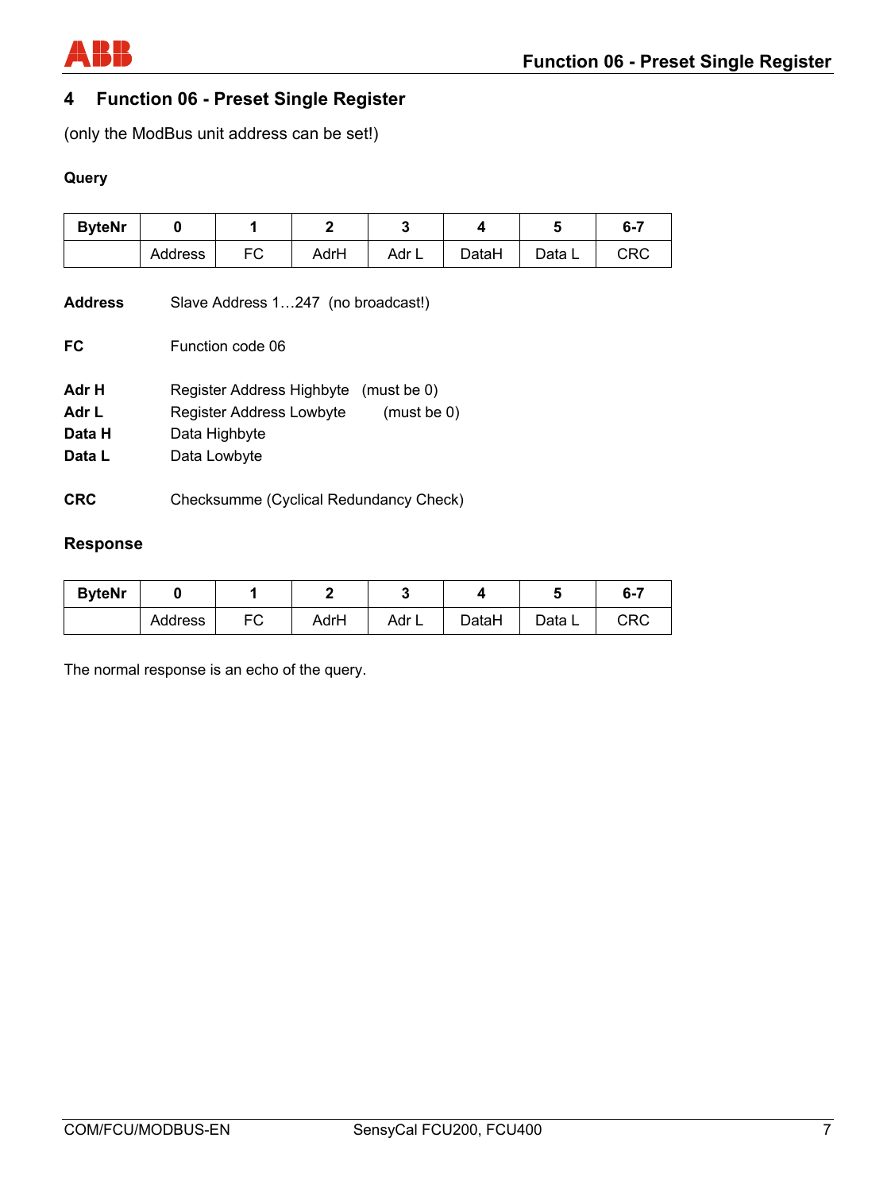# 4 Function 06 - Preset Single Register

(only the ModBus unit address can be set!)

**Query**

| ByteNr | 0 | 1 | 2 | 3 | 4 | 5 | 6-7 |
|---|---|---|---|---|---|---|---|
| | Address | FC | AdrH | Adr L | DataH | Data L | CRC |

**Address** Slave Address 1…247 (no broadcast!)

**FC** Function code 06

**Adr H** Register Address Highbyte (must be 0)
**Adr L** Register Address Lowbyte (must be 0)
**Data H** Data Highbyte
**Data L** Data Lowbyte

**CRC** Checksumme (Cyclical Redundancy Check)

**Response**

| ByteNr | 0 | 1 | 2 | 3 | 4 | 5 | 6-7 |
|---|---|---|---|---|---|---|---|
| | Address | FC | AdrH | Adr L | DataH | Data L | CRC |

The normal response is an echo of the query.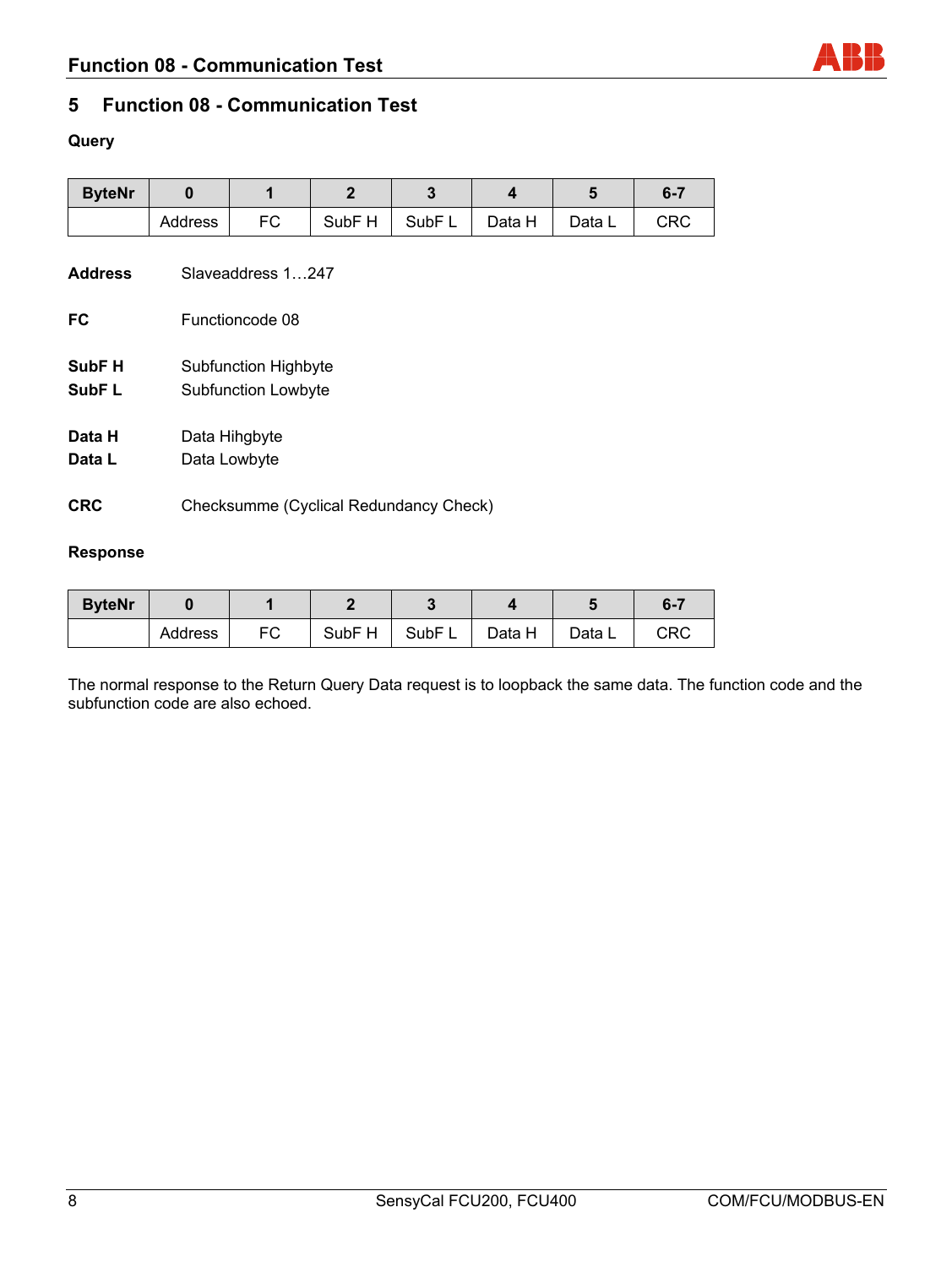# 5 Function 08 - Communication Test

**Query**

| ByteNr | 0 | 1 | 2 | 3 | 4 | 5 | 6-7 |
|---|---|---|---|---|---|---|---|
| | Address | FC | SubF H | SubF L | Data H | Data L | CRC |

**Address** Slaveaddress 1…247

**FC** Functioncode 08

**SubF H** Subfunction Highbyte
**SubF L** Subfunction Lowbyte

**Data H** Data Hihgbyte
**Data L** Data Lowbyte

**CRC** Checksumme (Cyclical Redundancy Check)

**Response**

| ByteNr | 0 | 1 | 2 | 3 | 4 | 5 | 6-7 |
|---|---|---|---|---|---|---|---|
| | Address | FC | SubF H | SubF L | Data H | Data L | CRC |

The normal response to the Return Query Data request is to loopback the same data. The function code and the subfunction code are also echoed.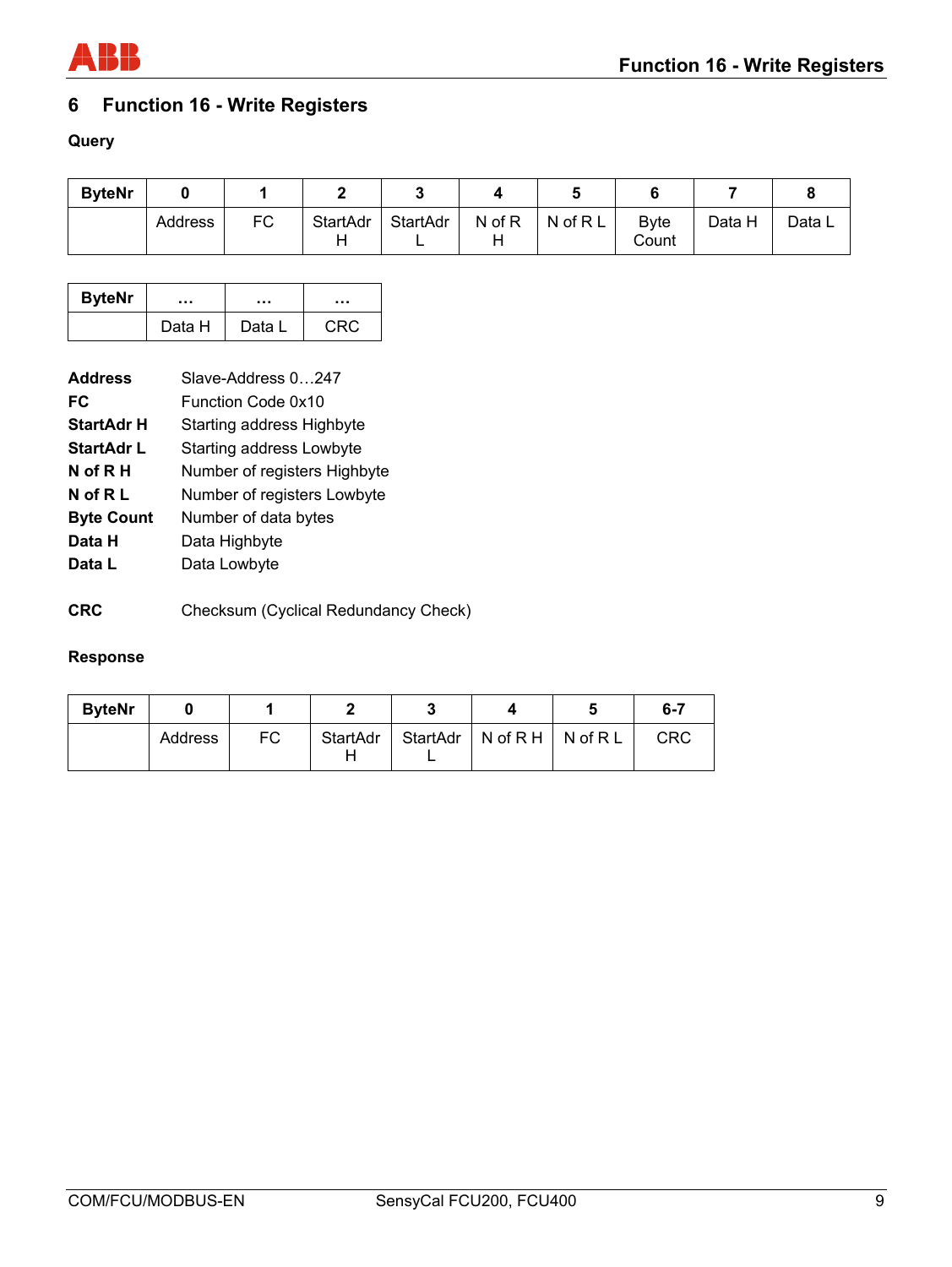# 6 Function 16 - Write Registers

**Query**

| ByteNr | 0 | 1 | 2 | 3 | 4 | 5 | 6 | 7 | 8 |
|---|---|---|---|---|---|---|---|---|---|
| | Address | FC | StartAdr H | StartAdr L | N of R H | N of R L | Byte Count | Data H | Data L |

| ByteNr | … | … | … |
|---|---|---|---|
| | Data H | Data L | CRC |

**Address** Slave-Address 0…247
**FC** Function Code 0x10
**StartAdr H** Starting address Highbyte
**StartAdr L** Starting address Lowbyte
**N of R H** Number of registers Highbyte
**N of R L** Number of registers Lowbyte
**Byte Count** Number of data bytes
**Data H** Data Highbyte
**Data L** Data Lowbyte

**CRC** Checksum (Cyclical Redundancy Check)

**Response**

| ByteNr | 0 | 1 | 2 | 3 | 4 | 5 | 6-7 |
|---|---|---|---|---|---|---|---|
| | Address | FC | StartAdr H | StartAdr L | N of R H | N of R L | CRC |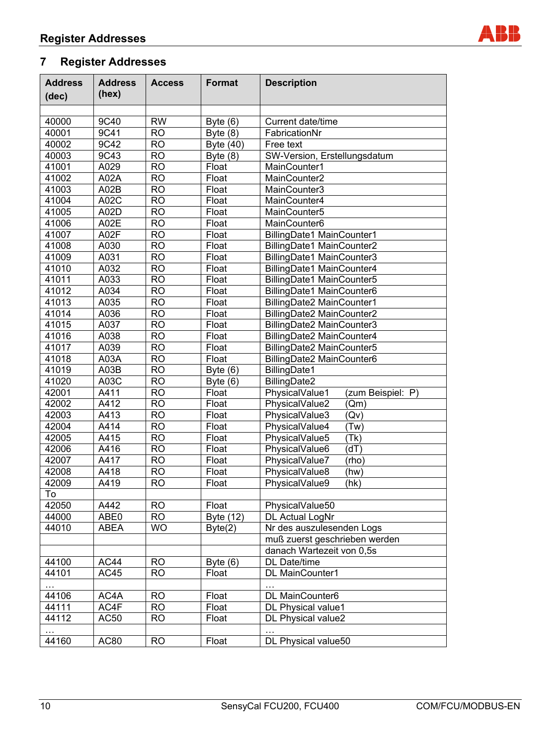# 7 Register Addresses

| Address (dec) | Address (hex) | Access | Format | Description |
|---|---|---|---|---|
| | | | | |
| 40000 | 9C40 | RW | Byte (6) | Current date/time |
| 40001 | 9C41 | RO | Byte (8) | FabricationNr |
| 40002 | 9C42 | RO | Byte (40) | Free text |
| 40003 | 9C43 | RO | Byte (8) | SW-Version, Erstellungsdatum |
| 41001 | A029 | RO | Float | MainCounter1 |
| 41002 | A02A | RO | Float | MainCounter2 |
| 41003 | A02B | RO | Float | MainCounter3 |
| 41004 | A02C | RO | Float | MainCounter4 |
| 41005 | A02D | RO | Float | MainCounter5 |
| 41006 | A02E | RO | Float | MainCounter6 |
| 41007 | A02F | RO | Float | BillingDate1 MainCounter1 |
| 41008 | A030 | RO | Float | BillingDate1 MainCounter2 |
| 41009 | A031 | RO | Float | BillingDate1 MainCounter3 |
| 41010 | A032 | RO | Float | BillingDate1 MainCounter4 |
| 41011 | A033 | RO | Float | BillingDate1 MainCounter5 |
| 41012 | A034 | RO | Float | BillingDate1 MainCounter6 |
| 41013 | A035 | RO | Float | BillingDate2 MainCounter1 |
| 41014 | A036 | RO | Float | BillingDate2 MainCounter2 |
| 41015 | A037 | RO | Float | BillingDate2 MainCounter3 |
| 41016 | A038 | RO | Float | BillingDate2 MainCounter4 |
| 41017 | A039 | RO | Float | BillingDate2 MainCounter5 |
| 41018 | A03A | RO | Float | BillingDate2 MainCounter6 |
| 41019 | A03B | RO | Byte (6) | BillingDate1 |
| 41020 | A03C | RO | Byte (6) | BillingDate2 |
| 42001 | A411 | RO | Float | PhysicalValue1 (zum Beispiel: P) |
| 42002 | A412 | RO | Float | PhysicalValue2 (Qm) |
| 42003 | A413 | RO | Float | PhysicalValue3 (Qv) |
| 42004 | A414 | RO | Float | PhysicalValue4 (Tw) |
| 42005 | A415 | RO | Float | PhysicalValue5 (Tk) |
| 42006 | A416 | RO | Float | PhysicalValue6 (dT) |
| 42007 | A417 | RO | Float | PhysicalValue7 (rho) |
| 42008 | A418 | RO | Float | PhysicalValue8 (hw) |
| 42009 | A419 | RO | Float | PhysicalValue9 (hk) |
| To | | | | |
| 42050 | A442 | RO | Float | PhysicalValue50 |
| 44000 | ABE0 | RO | Byte (12) | DL Actual LogNr |
| 44010 | ABEA | WO | Byte(2) | Nr des auszulesenden Logs |
| | | | | muß zuerst geschrieben werden |
| | | | | danach Wartezeit von 0,5s |
| 44100 | AC44 | RO | Byte (6) | DL Date/time |
| 44101 | AC45 | RO | Float | DL MainCounter1 |
| … | | | | … |
| 44106 | AC4A | RO | Float | DL MainCounter6 |
| 44111 | AC4F | RO | Float | DL Physical value1 |
| 44112 | AC50 | RO | Float | DL Physical value2 |
| … | | | | … |
| 44160 | AC80 | RO | Float | DL Physical value50 |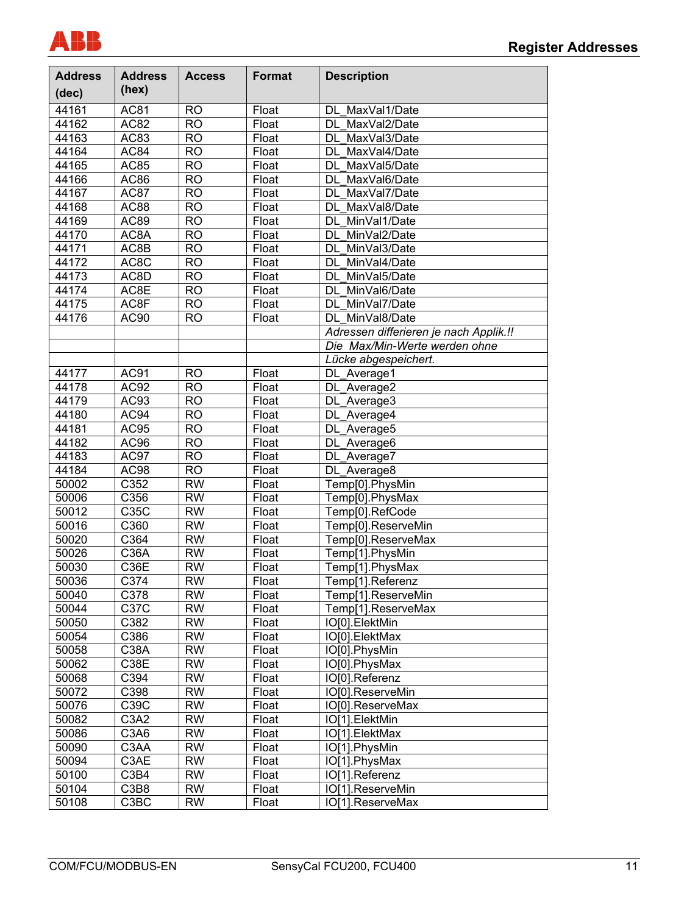| Address (dec) | Address (hex) | Access | Format | Description |
|---|---|---|---|---|
| 44161 | AC81 | RO | Float | DL_MaxVal1/Date |
| 44162 | AC82 | RO | Float | DL_MaxVal2/Date |
| 44163 | AC83 | RO | Float | DL_MaxVal3/Date |
| 44164 | AC84 | RO | Float | DL_MaxVal4/Date |
| 44165 | AC85 | RO | Float | DL_MaxVal5/Date |
| 44166 | AC86 | RO | Float | DL_MaxVal6/Date |
| 44167 | AC87 | RO | Float | DL_MaxVal7/Date |
| 44168 | AC88 | RO | Float | DL_MaxVal8/Date |
| 44169 | AC89 | RO | Float | DL_MinVal1/Date |
| 44170 | AC8A | RO | Float | DL_MinVal2/Date |
| 44171 | AC8B | RO | Float | DL_MinVal3/Date |
| 44172 | AC8C | RO | Float | DL_MinVal4/Date |
| 44173 | AC8D | RO | Float | DL_MinVal5/Date |
| 44174 | AC8E | RO | Float | DL_MinVal6/Date |
| 44175 | AC8F | RO | Float | DL_MinVal7/Date |
| 44176 | AC90 | RO | Float | DL_MinVal8/Date |
| | | | | *Adressen differieren je nach Applik.!!* |
| | | | | *Die Max/Min-Werte werden ohne* |
| | | | | *Lücke abgespeichert.* |
| 44177 | AC91 | RO | Float | DL_Average1 |
| 44178 | AC92 | RO | Float | DL_Average2 |
| 44179 | AC93 | RO | Float | DL_Average3 |
| 44180 | AC94 | RO | Float | DL_Average4 |
| 44181 | AC95 | RO | Float | DL_Average5 |
| 44182 | AC96 | RO | Float | DL_Average6 |
| 44183 | AC97 | RO | Float | DL_Average7 |
| 44184 | AC98 | RO | Float | DL_Average8 |
| 50002 | C352 | RW | Float | Temp[0].PhysMin |
| 50006 | C356 | RW | Float | Temp[0].PhysMax |
| 50012 | C35C | RW | Float | Temp[0].RefCode |
| 50016 | C360 | RW | Float | Temp[0].ReserveMin |
| 50020 | C364 | RW | Float | Temp[0].ReserveMax |
| 50026 | C36A | RW | Float | Temp[1].PhysMin |
| 50030 | C36E | RW | Float | Temp[1].PhysMax |
| 50036 | C374 | RW | Float | Temp[1].Referenz |
| 50040 | C378 | RW | Float | Temp[1].ReserveMin |
| 50044 | C37C | RW | Float | Temp[1].ReserveMax |
| 50050 | C382 | RW | Float | IO[0].ElektMin |
| 50054 | C386 | RW | Float | IO[0].ElektMax |
| 50058 | C38A | RW | Float | IO[0].PhysMin |
| 50062 | C38E | RW | Float | IO[0].PhysMax |
| 50068 | C394 | RW | Float | IO[0].Referenz |
| 50072 | C398 | RW | Float | IO[0].ReserveMin |
| 50076 | C39C | RW | Float | IO[0].ReserveMax |
| 50082 | C3A2 | RW | Float | IO[1].ElektMin |
| 50086 | C3A6 | RW | Float | IO[1].ElektMax |
| 50090 | C3AA | RW | Float | IO[1].PhysMin |
| 50094 | C3AE | RW | Float | IO[1].PhysMax |
| 50100 | C3B4 | RW | Float | IO[1].Referenz |
| 50104 | C3B8 | RW | Float | IO[1].ReserveMin |
| 50108 | C3BC | RW | Float | IO[1].ReserveMax |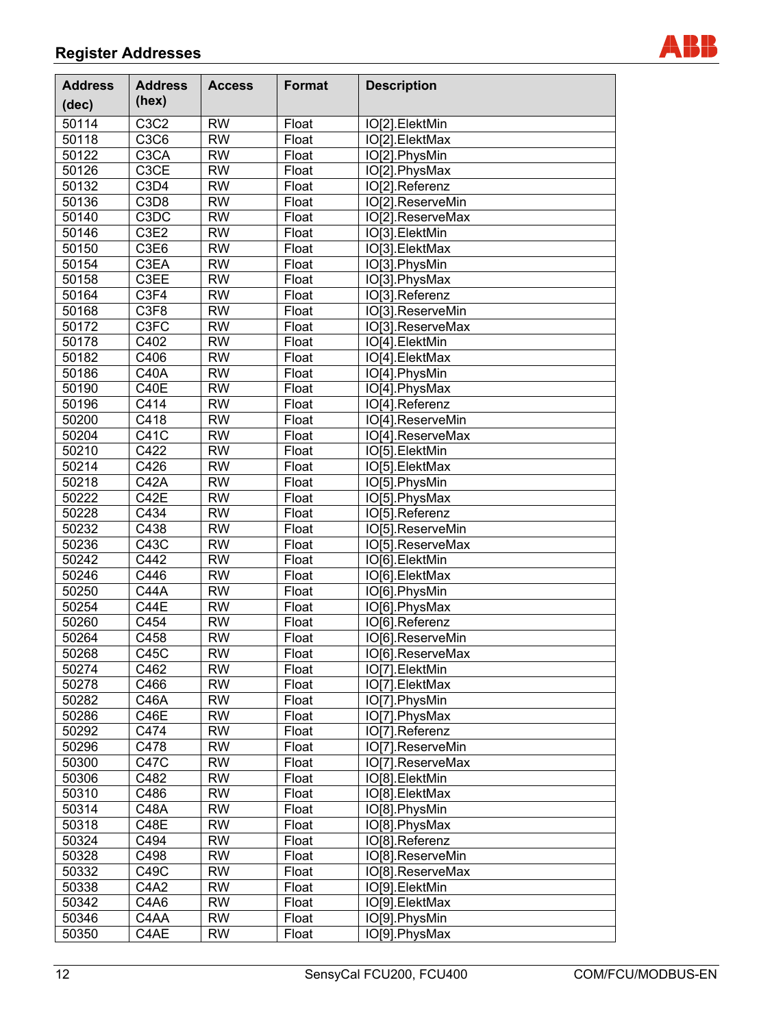| Address (dec) | Address (hex) | Access | Format | Description |
|---|---|---|---|---|
| 50114 | C3C2 | RW | Float | IO[2].ElektMin |
| 50118 | C3C6 | RW | Float | IO[2].ElektMax |
| 50122 | C3CA | RW | Float | IO[2].PhysMin |
| 50126 | C3CE | RW | Float | IO[2].PhysMax |
| 50132 | C3D4 | RW | Float | IO[2].Referenz |
| 50136 | C3D8 | RW | Float | IO[2].ReserveMin |
| 50140 | C3DC | RW | Float | IO[2].ReserveMax |
| 50146 | C3E2 | RW | Float | IO[3].ElektMin |
| 50150 | C3E6 | RW | Float | IO[3].ElektMax |
| 50154 | C3EA | RW | Float | IO[3].PhysMin |
| 50158 | C3EE | RW | Float | IO[3].PhysMax |
| 50164 | C3F4 | RW | Float | IO[3].Referenz |
| 50168 | C3F8 | RW | Float | IO[3].ReserveMin |
| 50172 | C3FC | RW | Float | IO[3].ReserveMax |
| 50178 | C402 | RW | Float | IO[4].ElektMin |
| 50182 | C406 | RW | Float | IO[4].ElektMax |
| 50186 | C40A | RW | Float | IO[4].PhysMin |
| 50190 | C40E | RW | Float | IO[4].PhysMax |
| 50196 | C414 | RW | Float | IO[4].Referenz |
| 50200 | C418 | RW | Float | IO[4].ReserveMin |
| 50204 | C41C | RW | Float | IO[4].ReserveMax |
| 50210 | C422 | RW | Float | IO[5].ElektMin |
| 50214 | C426 | RW | Float | IO[5].ElektMax |
| 50218 | C42A | RW | Float | IO[5].PhysMin |
| 50222 | C42E | RW | Float | IO[5].PhysMax |
| 50228 | C434 | RW | Float | IO[5].Referenz |
| 50232 | C438 | RW | Float | IO[5].ReserveMin |
| 50236 | C43C | RW | Float | IO[5].ReserveMax |
| 50242 | C442 | RW | Float | IO[6].ElektMin |
| 50246 | C446 | RW | Float | IO[6].ElektMax |
| 50250 | C44A | RW | Float | IO[6].PhysMin |
| 50254 | C44E | RW | Float | IO[6].PhysMax |
| 50260 | C454 | RW | Float | IO[6].Referenz |
| 50264 | C458 | RW | Float | IO[6].ReserveMin |
| 50268 | C45C | RW | Float | IO[6].ReserveMax |
| 50274 | C462 | RW | Float | IO[7].ElektMin |
| 50278 | C466 | RW | Float | IO[7].ElektMax |
| 50282 | C46A | RW | Float | IO[7].PhysMin |
| 50286 | C46E | RW | Float | IO[7].PhysMax |
| 50292 | C474 | RW | Float | IO[7].Referenz |
| 50296 | C478 | RW | Float | IO[7].ReserveMin |
| 50300 | C47C | RW | Float | IO[7].ReserveMax |
| 50306 | C482 | RW | Float | IO[8].ElektMin |
| 50310 | C486 | RW | Float | IO[8].ElektMax |
| 50314 | C48A | RW | Float | IO[8].PhysMin |
| 50318 | C48E | RW | Float | IO[8].PhysMax |
| 50324 | C494 | RW | Float | IO[8].Referenz |
| 50328 | C498 | RW | Float | IO[8].ReserveMin |
| 50332 | C49C | RW | Float | IO[8].ReserveMax |
| 50338 | C4A2 | RW | Float | IO[9].ElektMin |
| 50342 | C4A6 | RW | Float | IO[9].ElektMax |
| 50346 | C4AA | RW | Float | IO[9].PhysMin |
| 50350 | C4AE | RW | Float | IO[9].PhysMax |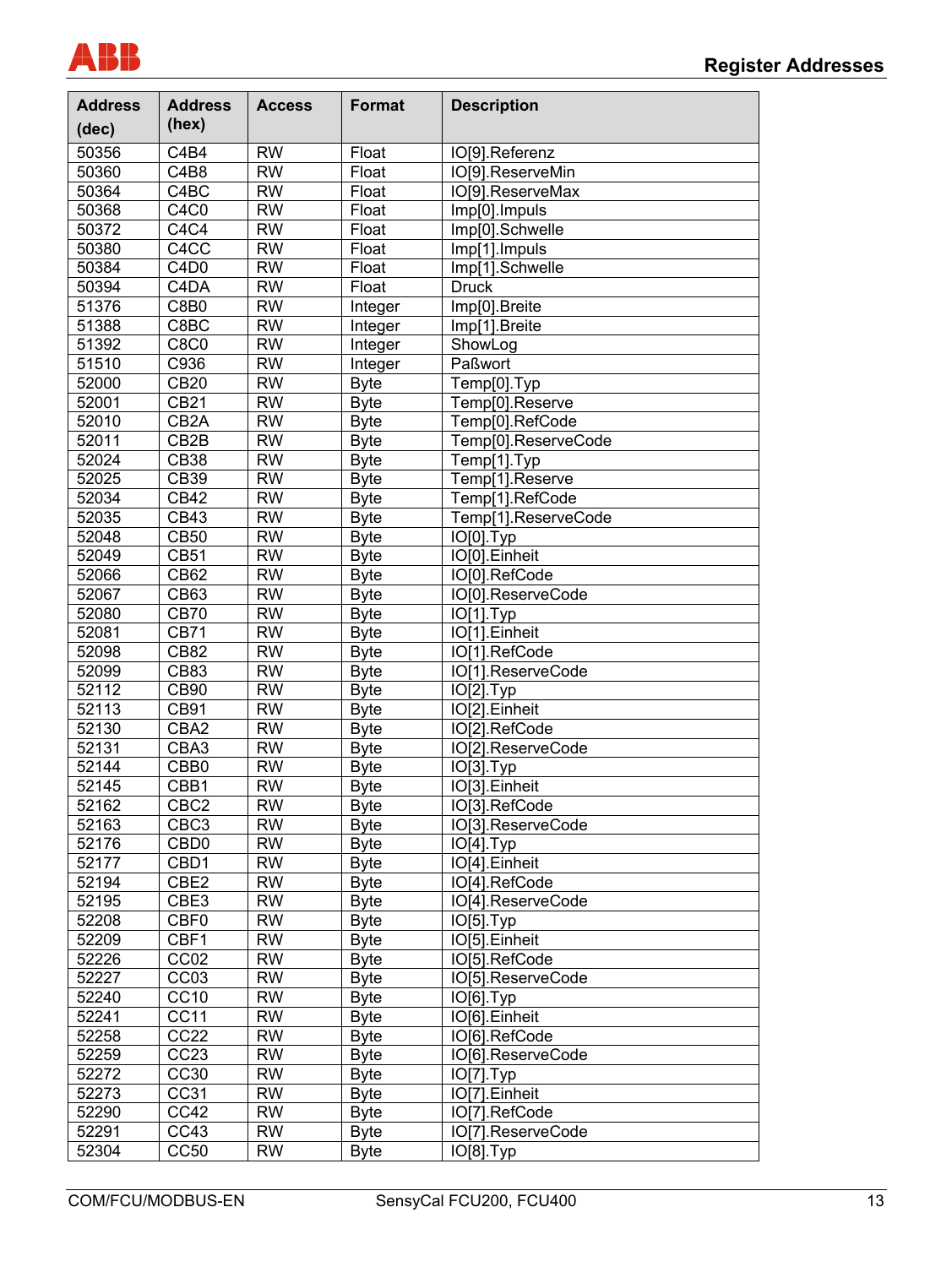| Address (dec) | Address (hex) | Access | Format | Description |
|---|---|---|---|---|
| 50356 | C4B4 | RW | Float | IO[9].Referenz |
| 50360 | C4B8 | RW | Float | IO[9].ReserveMin |
| 50364 | C4BC | RW | Float | IO[9].ReserveMax |
| 50368 | C4C0 | RW | Float | Imp[0].Impuls |
| 50372 | C4C4 | RW | Float | Imp[0].Schwelle |
| 50380 | C4CC | RW | Float | Imp[1].Impuls |
| 50384 | C4D0 | RW | Float | Imp[1].Schwelle |
| 50394 | C4DA | RW | Float | Druck |
| 51376 | C8B0 | RW | Integer | Imp[0].Breite |
| 51388 | C8BC | RW | Integer | Imp[1].Breite |
| 51392 | C8C0 | RW | Integer | ShowLog |
| 51510 | C936 | RW | Integer | Paßwort |
| 52000 | CB20 | RW | Byte | Temp[0].Typ |
| 52001 | CB21 | RW | Byte | Temp[0].Reserve |
| 52010 | CB2A | RW | Byte | Temp[0].RefCode |
| 52011 | CB2B | RW | Byte | Temp[0].ReserveCode |
| 52024 | CB38 | RW | Byte | Temp[1].Typ |
| 52025 | CB39 | RW | Byte | Temp[1].Reserve |
| 52034 | CB42 | RW | Byte | Temp[1].RefCode |
| 52035 | CB43 | RW | Byte | Temp[1].ReserveCode |
| 52048 | CB50 | RW | Byte | IO[0].Typ |
| 52049 | CB51 | RW | Byte | IO[0].Einheit |
| 52066 | CB62 | RW | Byte | IO[0].RefCode |
| 52067 | CB63 | RW | Byte | IO[0].ReserveCode |
| 52080 | CB70 | RW | Byte | IO[1].Typ |
| 52081 | CB71 | RW | Byte | IO[1].Einheit |
| 52098 | CB82 | RW | Byte | IO[1].RefCode |
| 52099 | CB83 | RW | Byte | IO[1].ReserveCode |
| 52112 | CB90 | RW | Byte | IO[2].Typ |
| 52113 | CB91 | RW | Byte | IO[2].Einheit |
| 52130 | CBA2 | RW | Byte | IO[2].RefCode |
| 52131 | CBA3 | RW | Byte | IO[2].ReserveCode |
| 52144 | CBB0 | RW | Byte | IO[3].Typ |
| 52145 | CBB1 | RW | Byte | IO[3].Einheit |
| 52162 | CBC2 | RW | Byte | IO[3].RefCode |
| 52163 | CBC3 | RW | Byte | IO[3].ReserveCode |
| 52176 | CBD0 | RW | Byte | IO[4].Typ |
| 52177 | CBD1 | RW | Byte | IO[4].Einheit |
| 52194 | CBE2 | RW | Byte | IO[4].RefCode |
| 52195 | CBE3 | RW | Byte | IO[4].ReserveCode |
| 52208 | CBF0 | RW | Byte | IO[5].Typ |
| 52209 | CBF1 | RW | Byte | IO[5].Einheit |
| 52226 | CC02 | RW | Byte | IO[5].RefCode |
| 52227 | CC03 | RW | Byte | IO[5].ReserveCode |
| 52240 | CC10 | RW | Byte | IO[6].Typ |
| 52241 | CC11 | RW | Byte | IO[6].Einheit |
| 52258 | CC22 | RW | Byte | IO[6].RefCode |
| 52259 | CC23 | RW | Byte | IO[6].ReserveCode |
| 52272 | CC30 | RW | Byte | IO[7].Typ |
| 52273 | CC31 | RW | Byte | IO[7].Einheit |
| 52290 | CC42 | RW | Byte | IO[7].RefCode |
| 52291 | CC43 | RW | Byte | IO[7].ReserveCode |
| 52304 | CC50 | RW | Byte | IO[8].Typ |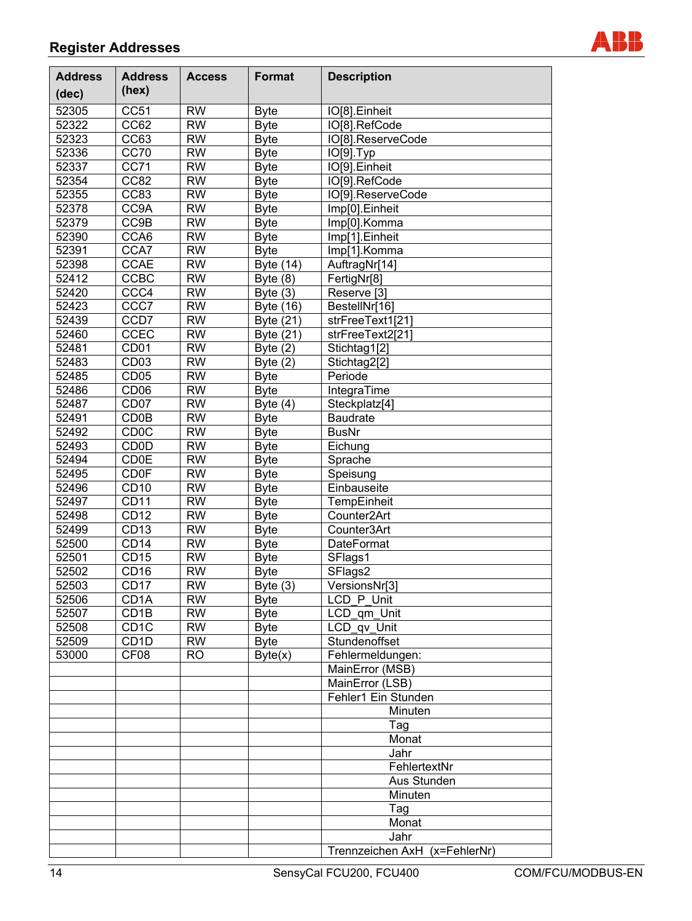## Register Addresses

| Address (dec) | Address (hex) | Access | Format | Description |
|---|---|---|---|---|
| 52305 | CC51 | RW | Byte | IO[8].Einheit |
| 52322 | CC62 | RW | Byte | IO[8].RefCode |
| 52323 | CC63 | RW | Byte | IO[8].ReserveCode |
| 52336 | CC70 | RW | Byte | IO[9].Typ |
| 52337 | CC71 | RW | Byte | IO[9].Einheit |
| 52354 | CC82 | RW | Byte | IO[9].RefCode |
| 52355 | CC83 | RW | Byte | IO[9].ReserveCode |
| 52378 | CC9A | RW | Byte | Imp[0].Einheit |
| 52379 | CC9B | RW | Byte | Imp[0].Komma |
| 52390 | CCA6 | RW | Byte | Imp[1].Einheit |
| 52391 | CCA7 | RW | Byte | Imp[1].Komma |
| 52398 | CCAE | RW | Byte (14) | AuftragNr[14] |
| 52412 | CCBC | RW | Byte (8) | FertigNr[8] |
| 52420 | CCC4 | RW | Byte (3) | Reserve [3] |
| 52423 | CCC7 | RW | Byte (16) | BestellNr[16] |
| 52439 | CCD7 | RW | Byte (21) | strFreeText1[21] |
| 52460 | CCEC | RW | Byte (21) | strFreeText2[21] |
| 52481 | CD01 | RW | Byte (2) | Stichtag1[2] |
| 52483 | CD03 | RW | Byte (2) | Stichtag2[2] |
| 52485 | CD05 | RW | Byte | Periode |
| 52486 | CD06 | RW | Byte | IntegraTime |
| 52487 | CD07 | RW | Byte (4) | Steckplatz[4] |
| 52491 | CD0B | RW | Byte | Baudrate |
| 52492 | CD0C | RW | Byte | BusNr |
| 52493 | CD0D | RW | Byte | Eichung |
| 52494 | CD0E | RW | Byte | Sprache |
| 52495 | CD0F | RW | Byte | Speisung |
| 52496 | CD10 | RW | Byte | Einbauseite |
| 52497 | CD11 | RW | Byte | TempEinheit |
| 52498 | CD12 | RW | Byte | Counter2Art |
| 52499 | CD13 | RW | Byte | Counter3Art |
| 52500 | CD14 | RW | Byte | DateFormat |
| 52501 | CD15 | RW | Byte | SFlags1 |
| 52502 | CD16 | RW | Byte | SFlags2 |
| 52503 | CD17 | RW | Byte (3) | VersionsNr[3] |
| 52506 | CD1A | RW | Byte | LCD_P_Unit |
| 52507 | CD1B | RW | Byte | LCD_qm_Unit |
| 52508 | CD1C | RW | Byte | LCD_qv_Unit |
| 52509 | CD1D | RW | Byte | Stundenoffset |
| 53000 | CF08 | RO | Byte(x) | Fehlermeldungen: |
| | | | | MainError (MSB) |
| | | | | MainError (LSB) |
| | | | | Fehler1 Ein Stunden |
| | | | | Minuten |
| | | | | Tag |
| | | | | Monat |
| | | | | Jahr |
| | | | | FehlertextNr |
| | | | | Aus Stunden |
| | | | | Minuten |
| | | | | Tag |
| | | | | Monat |
| | | | | Jahr |
| | | | | Trennzeichen AxH (x=FehlerNr) |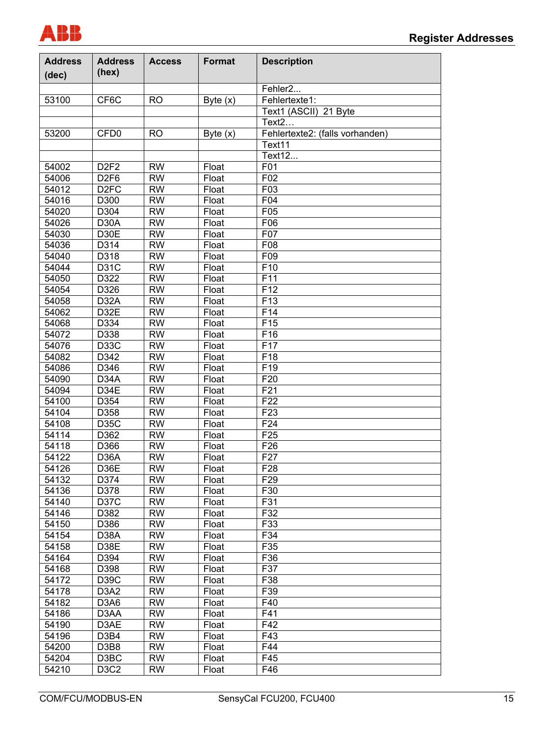| Address (dec) | Address (hex) | Access | Format | Description |
|---|---|---|---|---|
| | | | | Fehler2... |
| 53100 | CF6C | RO | Byte (x) | Fehlertexte1: |
| | | | | Text1 (ASCII) 21 Byte |
| | | | | Text2… |
| 53200 | CFD0 | RO | Byte (x) | Fehlertexte2: (falls vorhanden) |
| | | | | Text11 |
| | | | | Text12... |
| 54002 | D2F2 | RW | Float | F01 |
| 54006 | D2F6 | RW | Float | F02 |
| 54012 | D2FC | RW | Float | F03 |
| 54016 | D300 | RW | Float | F04 |
| 54020 | D304 | RW | Float | F05 |
| 54026 | D30A | RW | Float | F06 |
| 54030 | D30E | RW | Float | F07 |
| 54036 | D314 | RW | Float | F08 |
| 54040 | D318 | RW | Float | F09 |
| 54044 | D31C | RW | Float | F10 |
| 54050 | D322 | RW | Float | F11 |
| 54054 | D326 | RW | Float | F12 |
| 54058 | D32A | RW | Float | F13 |
| 54062 | D32E | RW | Float | F14 |
| 54068 | D334 | RW | Float | F15 |
| 54072 | D338 | RW | Float | F16 |
| 54076 | D33C | RW | Float | F17 |
| 54082 | D342 | RW | Float | F18 |
| 54086 | D346 | RW | Float | F19 |
| 54090 | D34A | RW | Float | F20 |
| 54094 | D34E | RW | Float | F21 |
| 54100 | D354 | RW | Float | F22 |
| 54104 | D358 | RW | Float | F23 |
| 54108 | D35C | RW | Float | F24 |
| 54114 | D362 | RW | Float | F25 |
| 54118 | D366 | RW | Float | F26 |
| 54122 | D36A | RW | Float | F27 |
| 54126 | D36E | RW | Float | F28 |
| 54132 | D374 | RW | Float | F29 |
| 54136 | D378 | RW | Float | F30 |
| 54140 | D37C | RW | Float | F31 |
| 54146 | D382 | RW | Float | F32 |
| 54150 | D386 | RW | Float | F33 |
| 54154 | D38A | RW | Float | F34 |
| 54158 | D38E | RW | Float | F35 |
| 54164 | D394 | RW | Float | F36 |
| 54168 | D398 | RW | Float | F37 |
| 54172 | D39C | RW | Float | F38 |
| 54178 | D3A2 | RW | Float | F39 |
| 54182 | D3A6 | RW | Float | F40 |
| 54186 | D3AA | RW | Float | F41 |
| 54190 | D3AE | RW | Float | F42 |
| 54196 | D3B4 | RW | Float | F43 |
| 54200 | D3B8 | RW | Float | F44 |
| 54204 | D3BC | RW | Float | F45 |
| 54210 | D3C2 | RW | Float | F46 |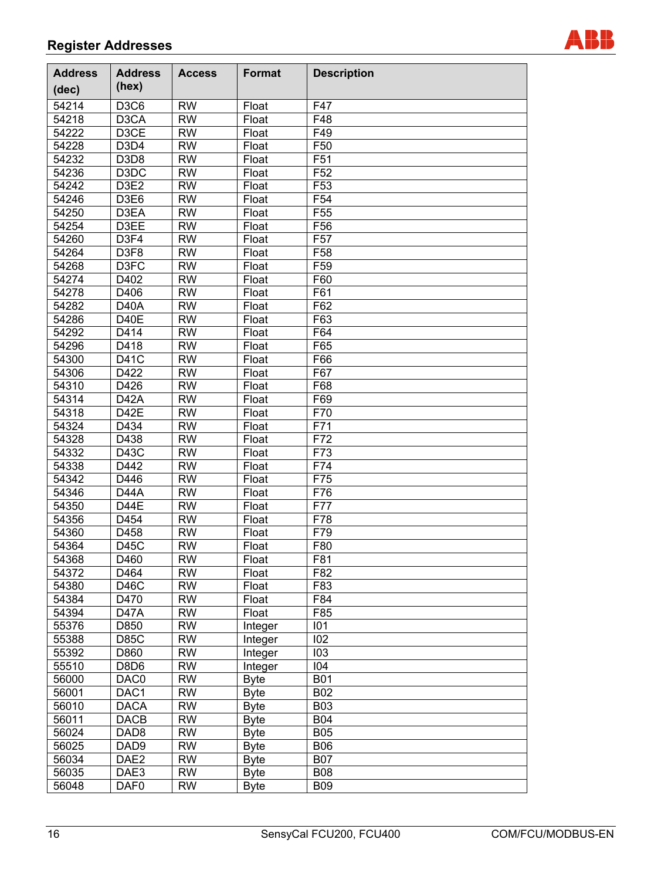## Register Addresses

| Address (dec) | Address (hex) | Access | Format | Description |
|---|---|---|---|---|
| 54214 | D3C6 | RW | Float | F47 |
| 54218 | D3CA | RW | Float | F48 |
| 54222 | D3CE | RW | Float | F49 |
| 54228 | D3D4 | RW | Float | F50 |
| 54232 | D3D8 | RW | Float | F51 |
| 54236 | D3DC | RW | Float | F52 |
| 54242 | D3E2 | RW | Float | F53 |
| 54246 | D3E6 | RW | Float | F54 |
| 54250 | D3EA | RW | Float | F55 |
| 54254 | D3EE | RW | Float | F56 |
| 54260 | D3F4 | RW | Float | F57 |
| 54264 | D3F8 | RW | Float | F58 |
| 54268 | D3FC | RW | Float | F59 |
| 54274 | D402 | RW | Float | F60 |
| 54278 | D406 | RW | Float | F61 |
| 54282 | D40A | RW | Float | F62 |
| 54286 | D40E | RW | Float | F63 |
| 54292 | D414 | RW | Float | F64 |
| 54296 | D418 | RW | Float | F65 |
| 54300 | D41C | RW | Float | F66 |
| 54306 | D422 | RW | Float | F67 |
| 54310 | D426 | RW | Float | F68 |
| 54314 | D42A | RW | Float | F69 |
| 54318 | D42E | RW | Float | F70 |
| 54324 | D434 | RW | Float | F71 |
| 54328 | D438 | RW | Float | F72 |
| 54332 | D43C | RW | Float | F73 |
| 54338 | D442 | RW | Float | F74 |
| 54342 | D446 | RW | Float | F75 |
| 54346 | D44A | RW | Float | F76 |
| 54350 | D44E | RW | Float | F77 |
| 54356 | D454 | RW | Float | F78 |
| 54360 | D458 | RW | Float | F79 |
| 54364 | D45C | RW | Float | F80 |
| 54368 | D460 | RW | Float | F81 |
| 54372 | D464 | RW | Float | F82 |
| 54380 | D46C | RW | Float | F83 |
| 54384 | D470 | RW | Float | F84 |
| 54394 | D47A | RW | Float | F85 |
| 55376 | D850 | RW | Integer | I01 |
| 55388 | D85C | RW | Integer | I02 |
| 55392 | D860 | RW | Integer | I03 |
| 55510 | D8D6 | RW | Integer | I04 |
| 56000 | DAC0 | RW | Byte | B01 |
| 56001 | DAC1 | RW | Byte | B02 |
| 56010 | DACA | RW | Byte | B03 |
| 56011 | DACB | RW | Byte | B04 |
| 56024 | DAD8 | RW | Byte | B05 |
| 56025 | DAD9 | RW | Byte | B06 |
| 56034 | DAE2 | RW | Byte | B07 |
| 56035 | DAE3 | RW | Byte | B08 |
| 56048 | DAF0 | RW | Byte | B09 |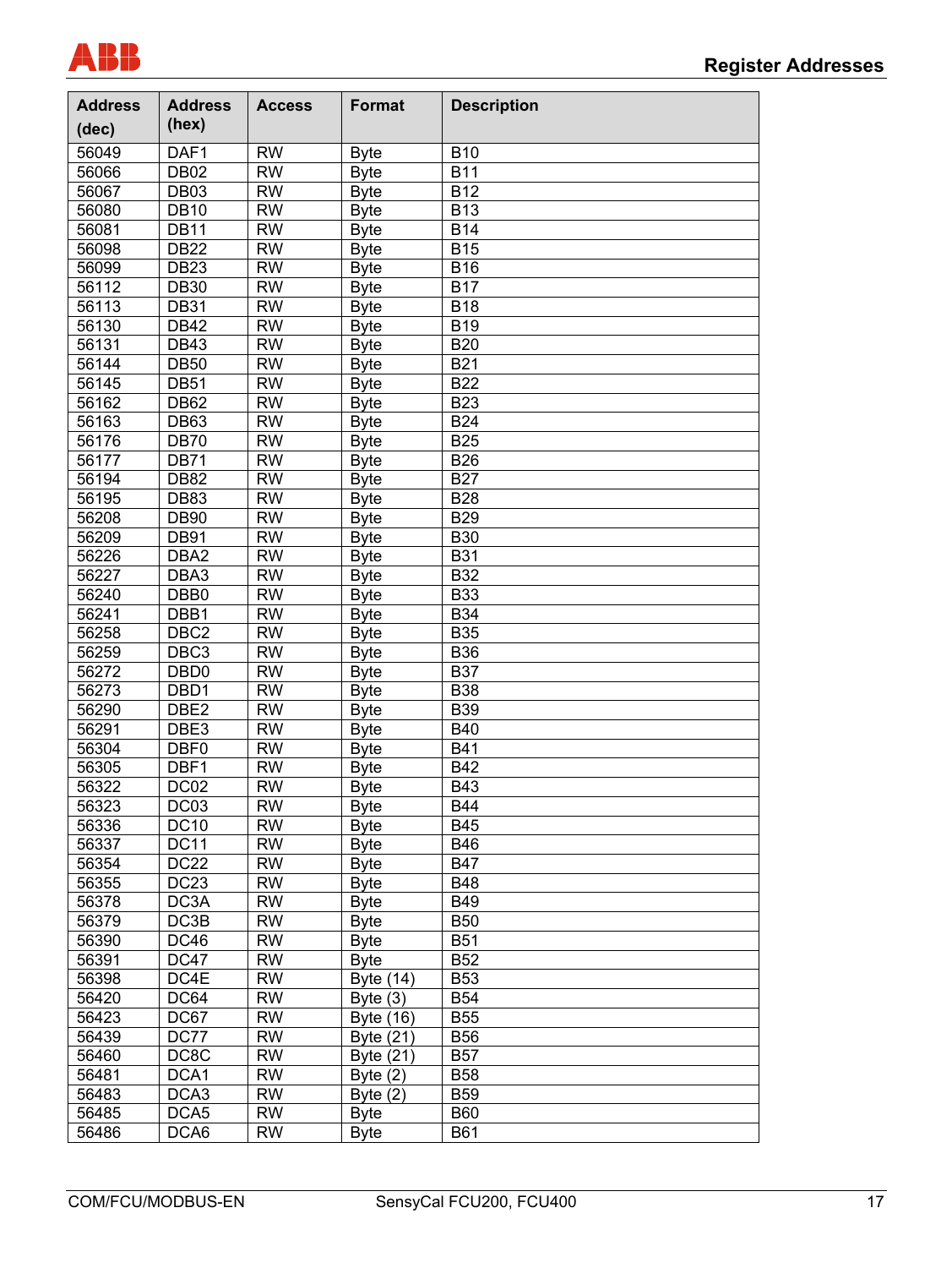| Address (dec) | Address (hex) | Access | Format | Description |
|---|---|---|---|---|
| 56049 | DAF1 | RW | Byte | B10 |
| 56066 | DB02 | RW | Byte | B11 |
| 56067 | DB03 | RW | Byte | B12 |
| 56080 | DB10 | RW | Byte | B13 |
| 56081 | DB11 | RW | Byte | B14 |
| 56098 | DB22 | RW | Byte | B15 |
| 56099 | DB23 | RW | Byte | B16 |
| 56112 | DB30 | RW | Byte | B17 |
| 56113 | DB31 | RW | Byte | B18 |
| 56130 | DB42 | RW | Byte | B19 |
| 56131 | DB43 | RW | Byte | B20 |
| 56144 | DB50 | RW | Byte | B21 |
| 56145 | DB51 | RW | Byte | B22 |
| 56162 | DB62 | RW | Byte | B23 |
| 56163 | DB63 | RW | Byte | B24 |
| 56176 | DB70 | RW | Byte | B25 |
| 56177 | DB71 | RW | Byte | B26 |
| 56194 | DB82 | RW | Byte | B27 |
| 56195 | DB83 | RW | Byte | B28 |
| 56208 | DB90 | RW | Byte | B29 |
| 56209 | DB91 | RW | Byte | B30 |
| 56226 | DBA2 | RW | Byte | B31 |
| 56227 | DBA3 | RW | Byte | B32 |
| 56240 | DBB0 | RW | Byte | B33 |
| 56241 | DBB1 | RW | Byte | B34 |
| 56258 | DBC2 | RW | Byte | B35 |
| 56259 | DBC3 | RW | Byte | B36 |
| 56272 | DBD0 | RW | Byte | B37 |
| 56273 | DBD1 | RW | Byte | B38 |
| 56290 | DBE2 | RW | Byte | B39 |
| 56291 | DBE3 | RW | Byte | B40 |
| 56304 | DBF0 | RW | Byte | B41 |
| 56305 | DBF1 | RW | Byte | B42 |
| 56322 | DC02 | RW | Byte | B43 |
| 56323 | DC03 | RW | Byte | B44 |
| 56336 | DC10 | RW | Byte | B45 |
| 56337 | DC11 | RW | Byte | B46 |
| 56354 | DC22 | RW | Byte | B47 |
| 56355 | DC23 | RW | Byte | B48 |
| 56378 | DC3A | RW | Byte | B49 |
| 56379 | DC3B | RW | Byte | B50 |
| 56390 | DC46 | RW | Byte | B51 |
| 56391 | DC47 | RW | Byte | B52 |
| 56398 | DC4E | RW | Byte (14) | B53 |
| 56420 | DC64 | RW | Byte (3) | B54 |
| 56423 | DC67 | RW | Byte (16) | B55 |
| 56439 | DC77 | RW | Byte (21) | B56 |
| 56460 | DC8C | RW | Byte (21) | B57 |
| 56481 | DCA1 | RW | Byte (2) | B58 |
| 56483 | DCA3 | RW | Byte (2) | B59 |
| 56485 | DCA5 | RW | Byte | B60 |
| 56486 | DCA6 | RW | Byte | B61 |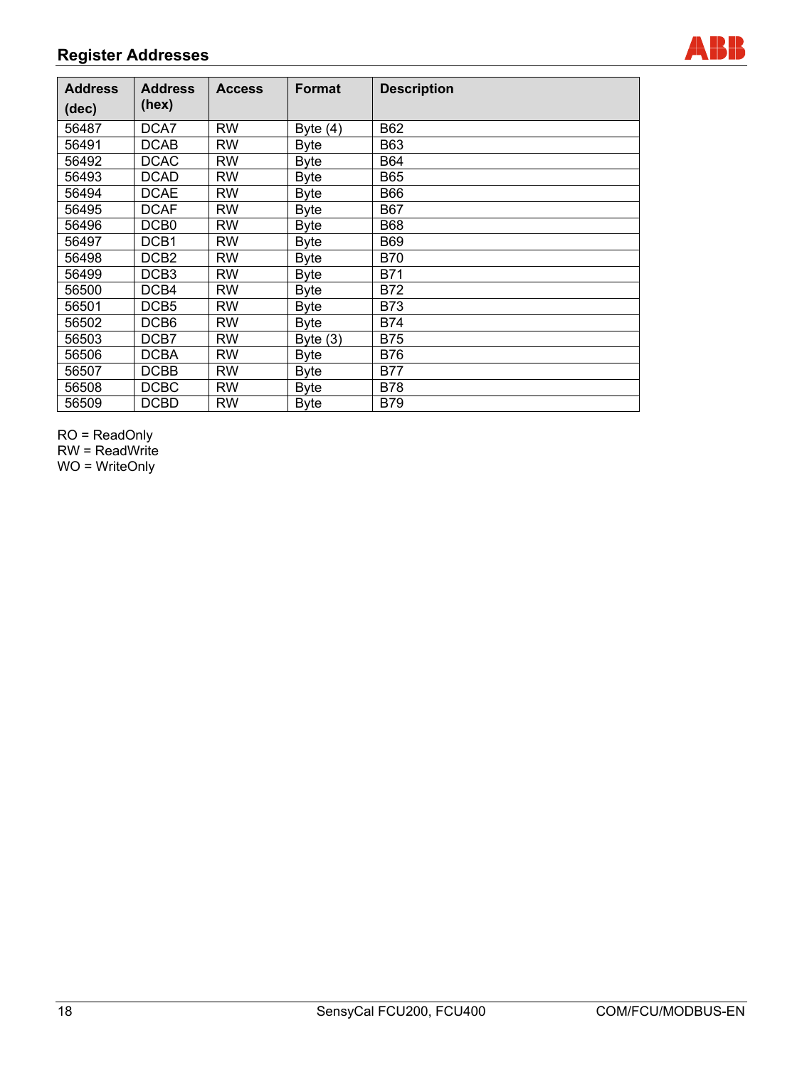## Register Addresses

| Address (dec) | Address (hex) | Access | Format | Description |
|---|---|---|---|---|
| 56487 | DCA7 | RW | Byte (4) | B62 |
| 56491 | DCAB | RW | Byte | B63 |
| 56492 | DCAC | RW | Byte | B64 |
| 56493 | DCAD | RW | Byte | B65 |
| 56494 | DCAE | RW | Byte | B66 |
| 56495 | DCAF | RW | Byte | B67 |
| 56496 | DCB0 | RW | Byte | B68 |
| 56497 | DCB1 | RW | Byte | B69 |
| 56498 | DCB2 | RW | Byte | B70 |
| 56499 | DCB3 | RW | Byte | B71 |
| 56500 | DCB4 | RW | Byte | B72 |
| 56501 | DCB5 | RW | Byte | B73 |
| 56502 | DCB6 | RW | Byte | B74 |
| 56503 | DCB7 | RW | Byte (3) | B75 |
| 56506 | DCBA | RW | Byte | B76 |
| 56507 | DCBB | RW | Byte | B77 |
| 56508 | DCBC | RW | Byte | B78 |
| 56509 | DCBD | RW | Byte | B79 |

RO = ReadOnly
RW = ReadWrite
WO = WriteOnly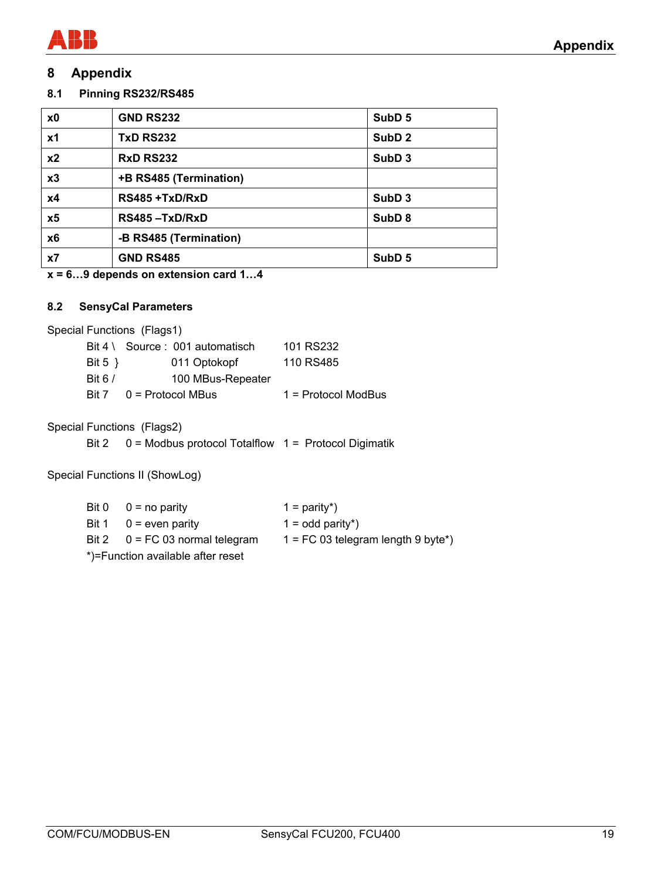# 8 Appendix

## 8.1 Pinning RS232/RS485

| | | |
|---|---|---|
| **x0** | **GND RS232** | **SubD 5** |
| **x1** | **TxD RS232** | **SubD 2** |
| **x2** | **RxD RS232** | **SubD 3** |
| **x3** | **+B RS485 (Termination)** | |
| **x4** | **RS485 +TxD/RxD** | **SubD 3** |
| **x5** | **RS485 –TxD/RxD** | **SubD 8** |
| **x6** | **-B RS485 (Termination)** | |
| **x7** | **GND RS485** | **SubD 5** |

**x = 6…9 depends on extension card 1…4**

## 8.2 SensyCal Parameters

Special Functions (Flags1)

Bit 4 \ Source : 001 automatisch 101 RS232
Bit 5 } 011 Optokopf 110 RS485
Bit 6 / 100 MBus-Repeater
Bit 7 0 = Protocol MBus 1 = Protocol ModBus

Special Functions (Flags2)

Bit 2 0 = Modbus protocol Totalflow 1 = Protocol Digimatik

Special Functions II (ShowLog)

Bit 0 0 = no parity 1 = parity*)
Bit 1 0 = even parity 1 = odd parity*)
Bit 2 0 = FC 03 normal telegram 1 = FC 03 telegram length 9 byte*)
*)=Function available after reset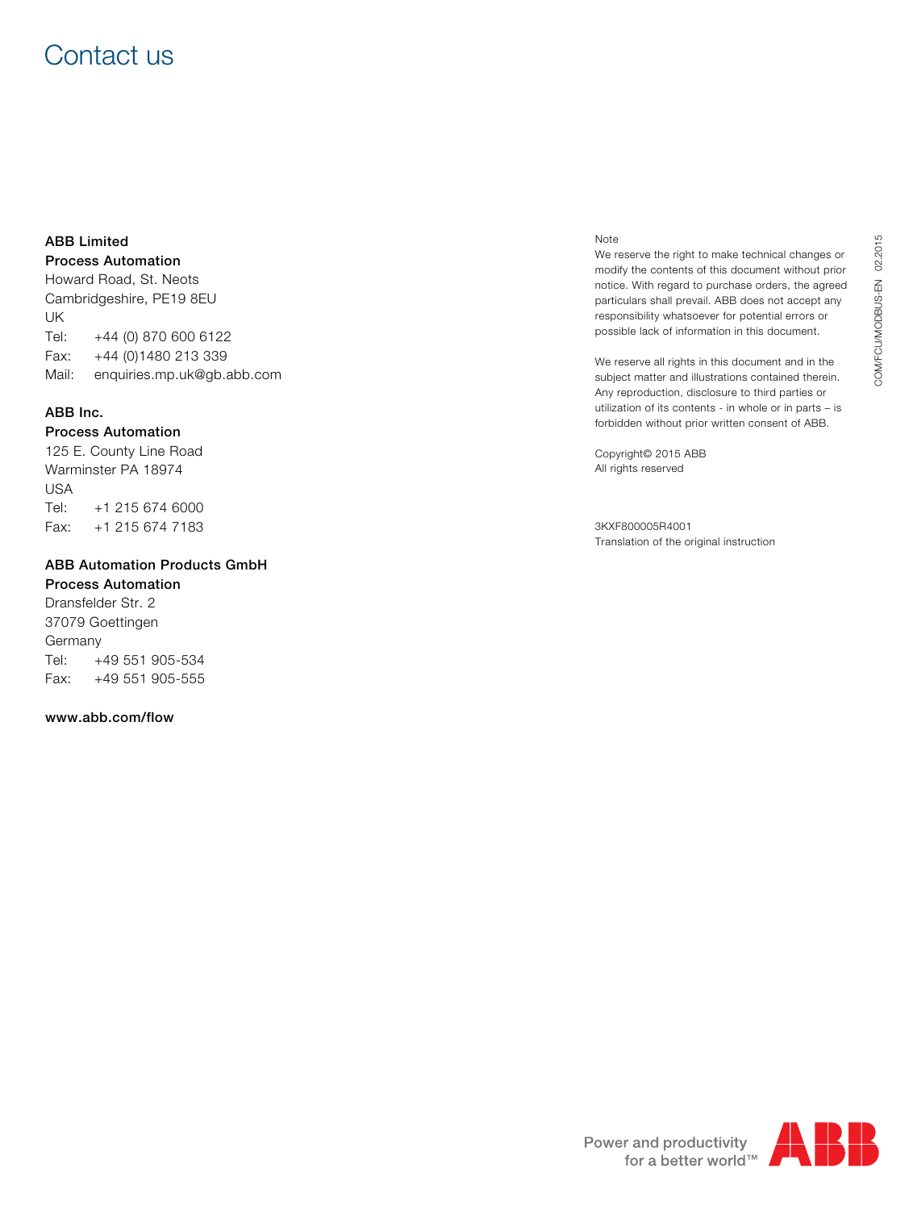# Contact us

**ABB Limited**
**Process Automation**
Howard Road, St. Neots
Cambridgeshire, PE19 8EU
UK
Tel: +44 (0) 870 600 6122
Fax: +44 (0)1480 213 339
Mail: enquiries.mp.uk@gb.abb.com

**ABB Inc.**
**Process Automation**
125 E. County Line Road
Warminster PA 18974
USA
Tel: +1 215 674 6000
Fax: +1 215 674 7183

**ABB Automation Products GmbH**
**Process Automation**
Dransfelder Str. 2
37079 Goettingen
Germany
Tel: +49 551 905-534
Fax: +49 551 905-555

**www.abb.com/flow**

Note
We reserve the right to make technical changes or modify the contents of this document without prior notice. With regard to purchase orders, the agreed particulars shall prevail. ABB does not accept any responsibility whatsoever for potential errors or possible lack of information in this document.

We reserve all rights in this document and in the subject matter and illustrations contained therein. Any reproduction, disclosure to third parties or utilization of its contents - in whole or in parts – is forbidden without prior written consent of ABB.

Copyright© 2015 ABB
All rights reserved

3KXF800005R4001
Translation of the original instruction

COM/FCU/MODBUS-EN 02.2015

Power and productivity
for a better world™